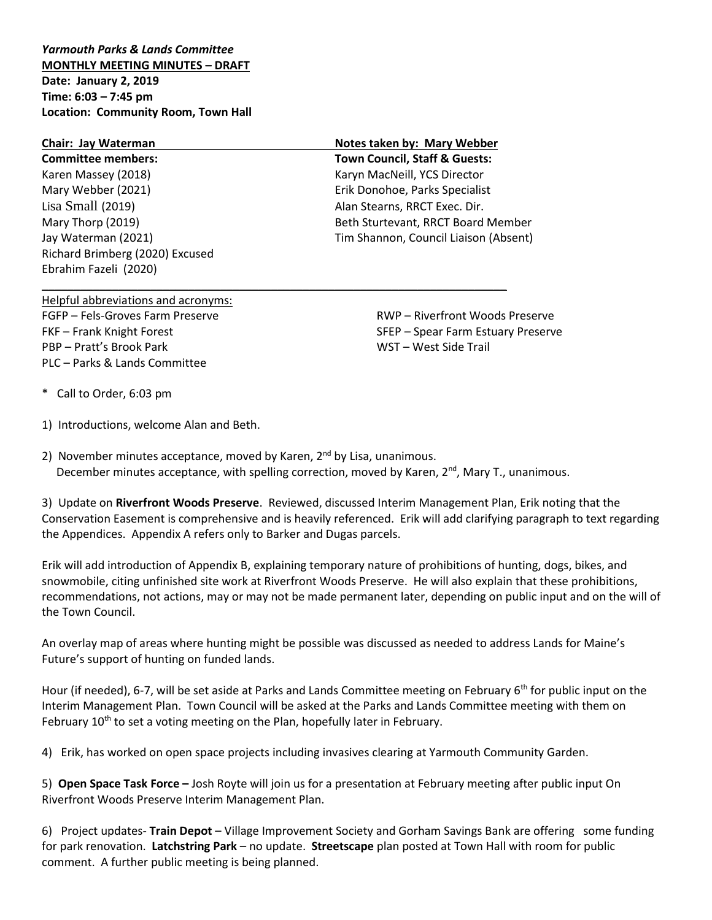***Yarmouth Parks & Lands Committee***
**MONTHLY MEETING MINUTES – DRAFT**
**Date: January 2, 2019**
**Time: 6:03 – 7:45 pm**
**Location: Community Room, Town Hall**

| **Chair: Jay Waterman** | **Notes taken by: Mary Webber** |
|---|---|
| **Committee members:** | **Town Council, Staff & Guests:** |
| Karen Massey (2018) | Karyn MacNeill, YCS Director |
| Mary Webber (2021) | Erik Donohoe, Parks Specialist |
| Lisa Small (2019) | Alan Stearns, RRCT Exec. Dir. |
| Mary Thorp (2019) | Beth Sturtevant, RRCT Board Member |
| Jay Waterman (2021) | Tim Shannon, Council Liaison (Absent) |
| Richard Brimberg (2020) Excused | |
| Ebrahim Fazeli (2020) | |

Helpful abbreviations and acronyms:

| | |
|---|---|
| FGFP – Fels-Groves Farm Preserve | RWP – Riverfront Woods Preserve |
| FKF – Frank Knight Forest | SFEP – Spear Farm Estuary Preserve |
| PBP – Pratt's Brook Park | WST – West Side Trail |
| PLC – Parks & Lands Committee | |

\* Call to Order, 6:03 pm

1) Introductions, welcome Alan and Beth.

2) November minutes acceptance, moved by Karen, 2nd by Lisa, unanimous.
December minutes acceptance, with spelling correction, moved by Karen, 2nd, Mary T., unanimous.

3) Update on **Riverfront Woods Preserve**. Reviewed, discussed Interim Management Plan, Erik noting that the Conservation Easement is comprehensive and is heavily referenced. Erik will add clarifying paragraph to text regarding the Appendices. Appendix A refers only to Barker and Dugas parcels.

Erik will add introduction of Appendix B, explaining temporary nature of prohibitions of hunting, dogs, bikes, and snowmobile, citing unfinished site work at Riverfront Woods Preserve. He will also explain that these prohibitions, recommendations, not actions, may or may not be made permanent later, depending on public input and on the will of the Town Council.

An overlay map of areas where hunting might be possible was discussed as needed to address Lands for Maine's Future's support of hunting on funded lands.

Hour (if needed), 6-7, will be set aside at Parks and Lands Committee meeting on February 6th for public input on the Interim Management Plan. Town Council will be asked at the Parks and Lands Committee meeting with them on February 10th to set a voting meeting on the Plan, hopefully later in February.

4) Erik, has worked on open space projects including invasives clearing at Yarmouth Community Garden.

5) **Open Space Task Force –** Josh Royte will join us for a presentation at February meeting after public input On Riverfront Woods Preserve Interim Management Plan.

6) Project updates- **Train Depot** – Village Improvement Society and Gorham Savings Bank are offering some funding for park renovation. **Latchstring Park** – no update. **Streetscape** plan posted at Town Hall with room for public comment. A further public meeting is being planned.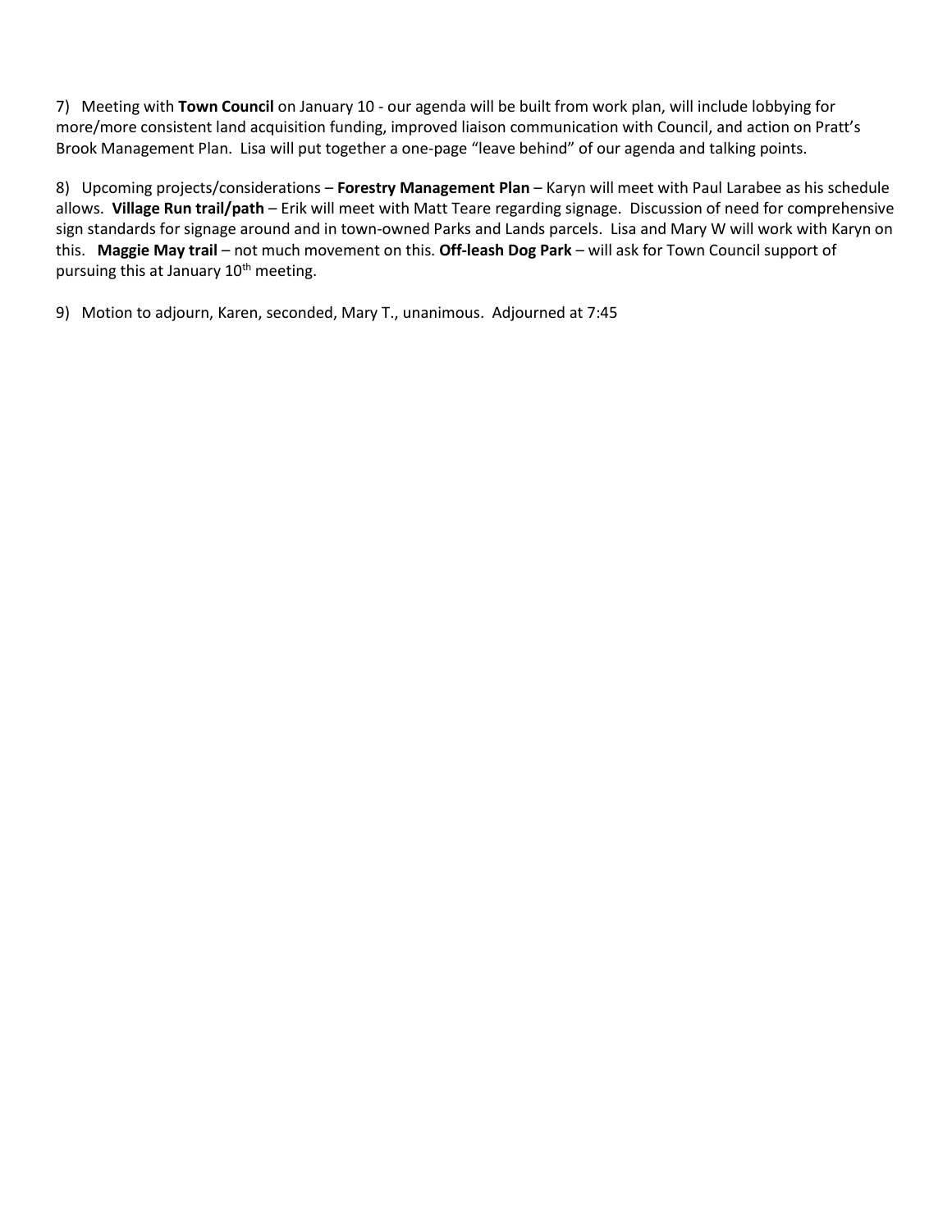7) Meeting with **Town Council** on January 10 - our agenda will be built from work plan, will include lobbying for more/more consistent land acquisition funding, improved liaison communication with Council, and action on Pratt's Brook Management Plan. Lisa will put together a one-page "leave behind" of our agenda and talking points.

8) Upcoming projects/considerations – **Forestry Management Plan** – Karyn will meet with Paul Larabee as his schedule allows. **Village Run trail/path** – Erik will meet with Matt Teare regarding signage. Discussion of need for comprehensive sign standards for signage around and in town-owned Parks and Lands parcels. Lisa and Mary W will work with Karyn on this. **Maggie May trail** – not much movement on this. **Off-leash Dog Park** – will ask for Town Council support of pursuing this at January 10th meeting.

9) Motion to adjourn, Karen, seconded, Mary T., unanimous. Adjourned at 7:45